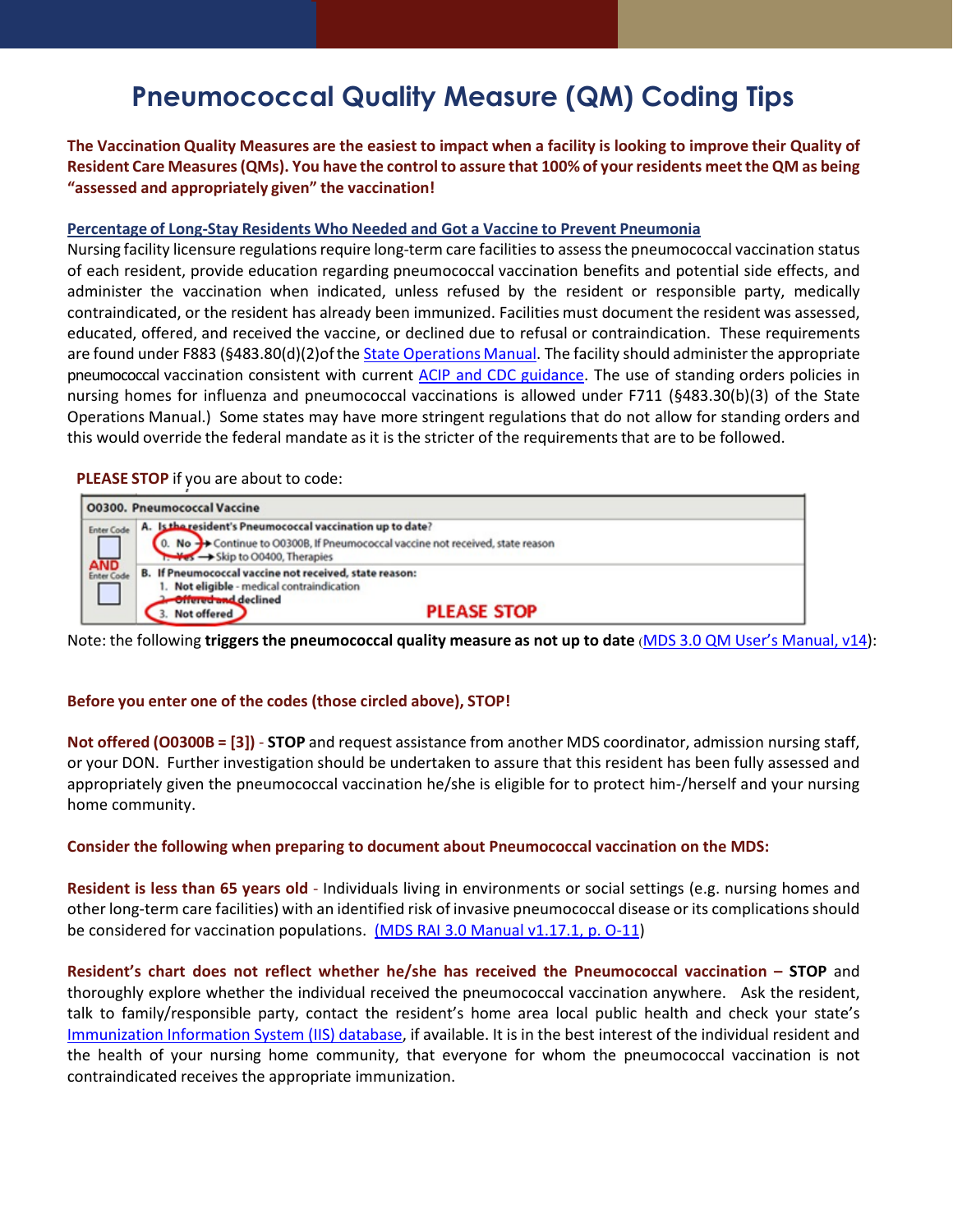# Pneumococcal Quality Measure (QM) Coding Tips

**The Vaccination Quality Measures are the easiest to impact when a facility is looking to improve their Quality of Resident Care Measures (QMs). You have the control to assure that 100% of your residents meet the QM as being "assessed and appropriately given" the vaccination!**

## Percentage of Long-Stay Residents Who Needed and Got a Vaccine to Prevent Pneumonia

Nursing facility licensure regulations require long-term care facilities to assess the pneumococcal vaccination status of each resident, provide education regarding pneumococcal vaccination benefits and potential side effects, and administer the vaccination when indicated, unless refused by the resident or responsible party, medically contraindicated, or the resident has already been immunized. Facilities must document the resident was assessed, educated, offered, and received the vaccine, or declined due to refusal or contraindication. These requirements are found under F883 (§483.80(d)(2)of the State Operations Manual. The facility should administer the appropriate pneumococcal vaccination consistent with current ACIP and CDC guidance. The use of standing orders policies in nursing homes for influenza and pneumococcal vaccinations is allowed under F711 (§483.30(b)(3) of the State Operations Manual.) Some states may have more stringent regulations that do not allow for standing orders and this would override the federal mandate as it is the stricter of the requirements that are to be followed.

**PLEASE STOP** if you are about to code:

| O0300. Pneumococcal Vaccine | |
|---|---|
| Enter Code | A. Is the resident's Pneumococcal vaccination up to date?<br>0. No → Continue to O0300B, If Pneumococcal vaccine not received, state reason<br>~~1. Yes~~ → Skip to O0400, Therapies |
| AND Enter Code | B. If Pneumococcal vaccine not received, state reason:<br>1. Not eligible - medical contraindication<br>~~2. Offered and~~ declined<br>3. Not offered **PLEASE STOP** |

Note: the following **triggers the pneumococcal quality measure as not up to date** (MDS 3.0 QM User's Manual, v14):

**Before you enter one of the codes (those circled above), STOP!**

**Not offered (O0300B = [3])** - **STOP** and request assistance from another MDS coordinator, admission nursing staff, or your DON. Further investigation should be undertaken to assure that this resident has been fully assessed and appropriately given the pneumococcal vaccination he/she is eligible for to protect him-/herself and your nursing home community.

**Consider the following when preparing to document about Pneumococcal vaccination on the MDS:**

**Resident is less than 65 years old** - Individuals living in environments or social settings (e.g. nursing homes and other long-term care facilities) with an identified risk of invasive pneumococcal disease or its complications should be considered for vaccination populations. (MDS RAI 3.0 Manual v1.17.1, p. O-11)

**Resident's chart does not reflect whether he/she has received the Pneumococcal vaccination – STOP** and thoroughly explore whether the individual received the pneumococcal vaccination anywhere. Ask the resident, talk to family/responsible party, contact the resident's home area local public health and check your state's Immunization Information System (IIS) database, if available. It is in the best interest of the individual resident and the health of your nursing home community, that everyone for whom the pneumococcal vaccination is not contraindicated receives the appropriate immunization.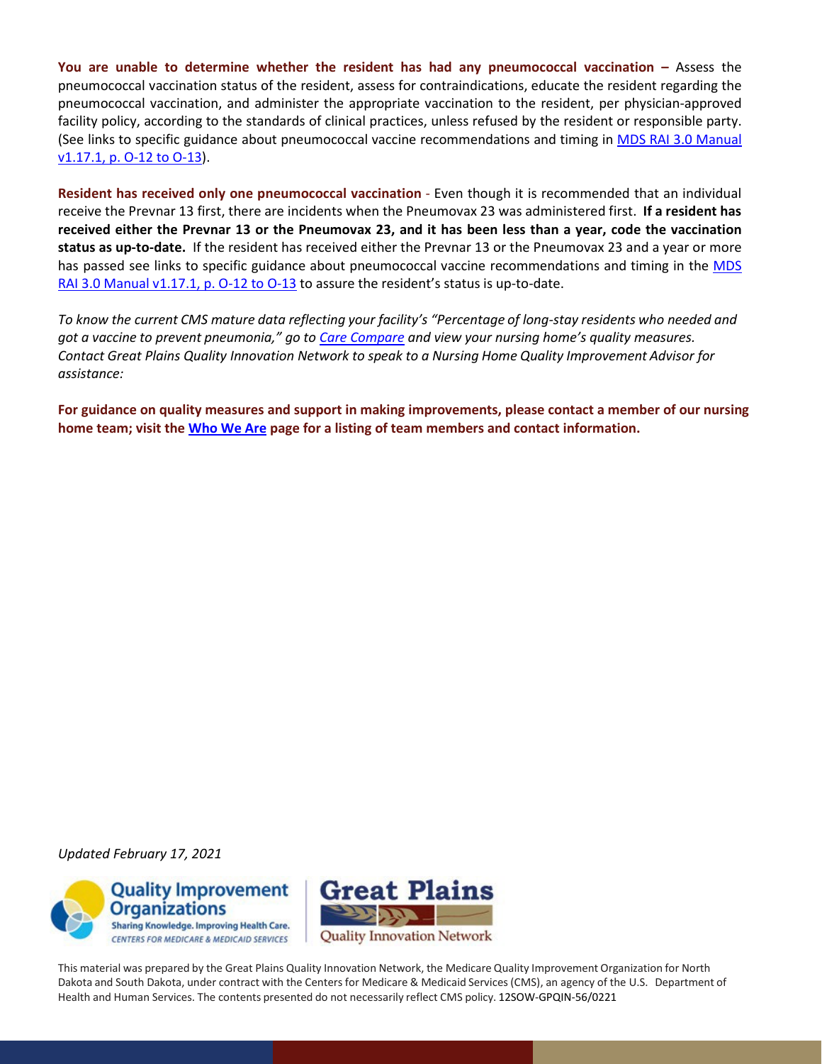**You are unable to determine whether the resident has had any pneumococcal vaccination –** Assess the pneumococcal vaccination status of the resident, assess for contraindications, educate the resident regarding the pneumococcal vaccination, and administer the appropriate vaccination to the resident, per physician-approved facility policy, according to the standards of clinical practices, unless refused by the resident or responsible party. (See links to specific guidance about pneumococcal vaccine recommendations and timing in [MDS RAI 3.0 Manual v1.17.1, p. O-12 to O-13](#)).

**Resident has received only one pneumococcal vaccination** - Even though it is recommended that an individual receive the Prevnar 13 first, there are incidents when the Pneumovax 23 was administered first. **If a resident has received either the Prevnar 13 or the Pneumovax 23, and it has been less than a year, code the vaccination status as up-to-date.** If the resident has received either the Prevnar 13 or the Pneumovax 23 and a year or more has passed see links to specific guidance about pneumococcal vaccine recommendations and timing in the [MDS RAI 3.0 Manual v1.17.1, p. O-12 to O-13](#) to assure the resident's status is up-to-date.

*To know the current CMS mature data reflecting your facility's "Percentage of long-stay residents who needed and got a vaccine to prevent pneumonia," go to [Care Compare](#) and view your nursing home's quality measures. Contact Great Plains Quality Innovation Network to speak to a Nursing Home Quality Improvement Advisor for assistance:*

**For guidance on quality measures and support in making improvements, please contact a member of our nursing home team; visit the [Who We Are](#) page for a listing of team members and contact information.**

*Updated February 17, 2021*

Quality Improvement Organizations
Sharing Knowledge. Improving Health Care.
CENTERS FOR MEDICARE & MEDICAID SERVICES

Great Plains
Quality Innovation Network

This material was prepared by the Great Plains Quality Innovation Network, the Medicare Quality Improvement Organization for North Dakota and South Dakota, under contract with the Centers for Medicare & Medicaid Services (CMS), an agency of the U.S. Department of Health and Human Services. The contents presented do not necessarily reflect CMS policy. 12SOW-GPQIN-56/0221